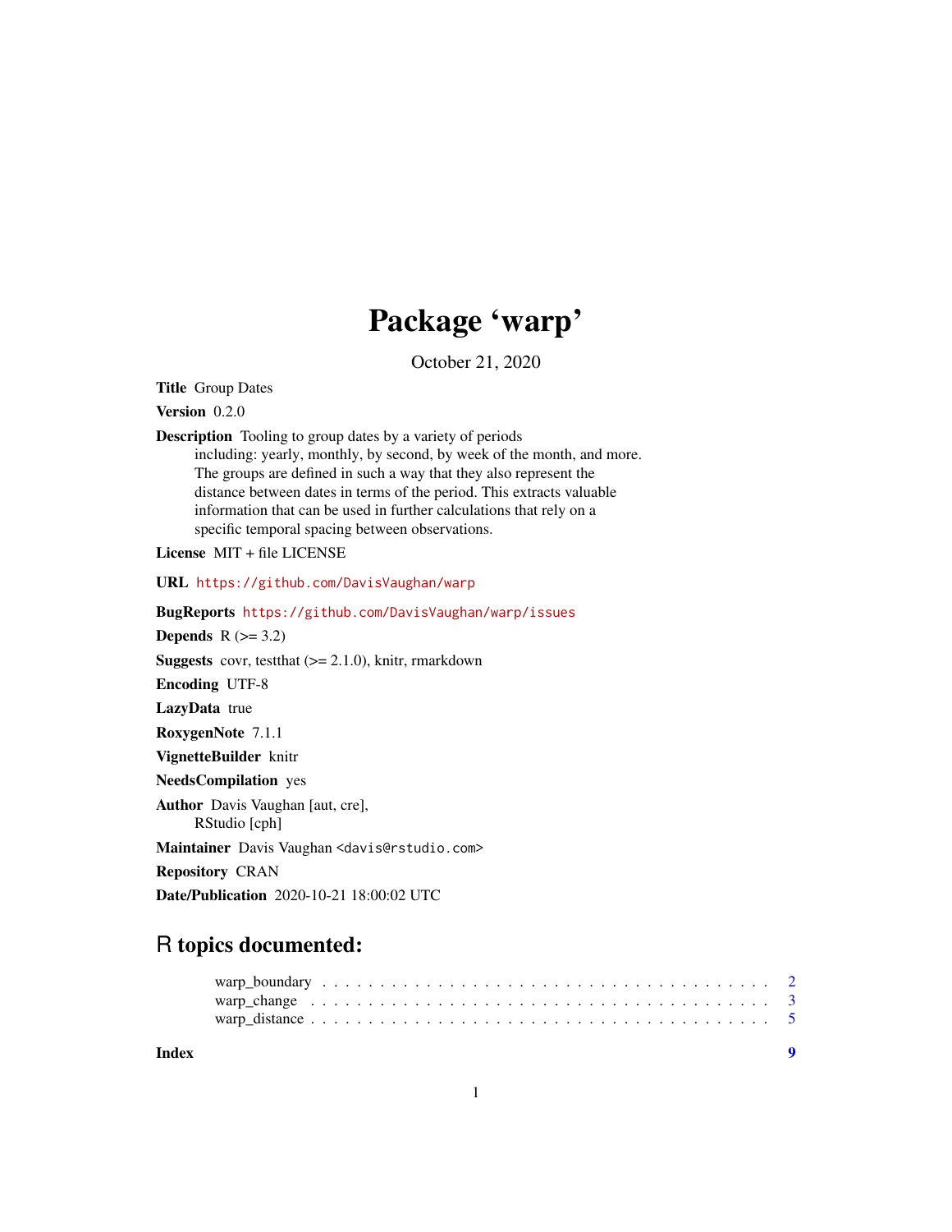# Package 'warp'

October 21, 2020

**Title** Group Dates

**Version** 0.2.0

**Description** Tooling to group dates by a variety of periods including: yearly, monthly, by second, by week of the month, and more. The groups are defined in such a way that they also represent the distance between dates in terms of the period. This extracts valuable information that can be used in further calculations that rely on a specific temporal spacing between observations.

**License** MIT + file LICENSE

**URL** https://github.com/DavisVaughan/warp

**BugReports** https://github.com/DavisVaughan/warp/issues

**Depends** R (>= 3.2)

**Suggests** covr, testthat (>= 2.1.0), knitr, rmarkdown

**Encoding** UTF-8

**LazyData** true

**RoxygenNote** 7.1.1

**VignetteBuilder** knitr

**NeedsCompilation** yes

**Author** Davis Vaughan [aut, cre], RStudio [cph]

**Maintainer** Davis Vaughan <davis@rstudio.com>

**Repository** CRAN

**Date/Publication** 2020-10-21 18:00:02 UTC

## R topics documented:

- warp_boundary . . . . . . . . . . . . . . . . . . . . . . . . . . . . . . . . . . . . 2
- warp_change . . . . . . . . . . . . . . . . . . . . . . . . . . . . . . . . . . . . . 3
- warp_distance . . . . . . . . . . . . . . . . . . . . . . . . . . . . . . . . . . . . . 5

**Index** 9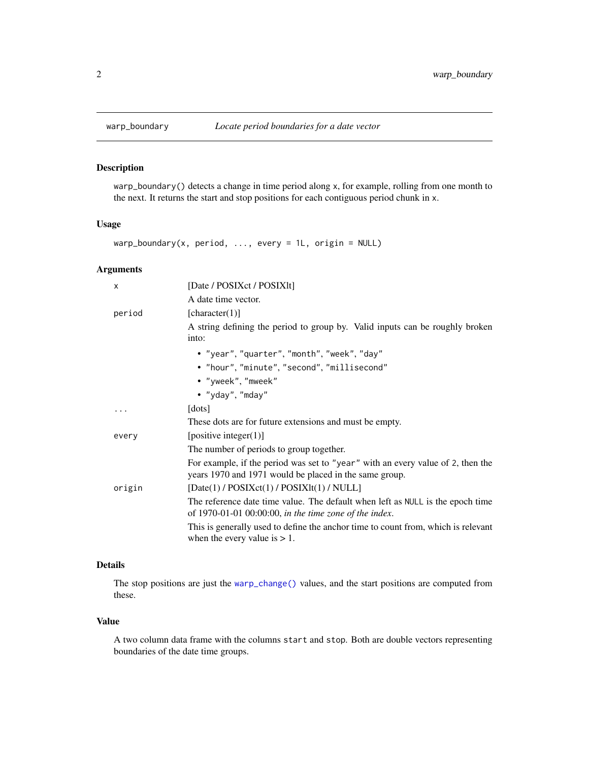## warp_boundary — *Locate period boundaries for a date vector*

### Description

`warp_boundary()` detects a change in time period along `x`, for example, rolling from one month to the next. It returns the start and stop positions for each contiguous period chunk in `x`.

### Usage

```
warp_boundary(x, period, ..., every = 1L, origin = NULL)
```

### Arguments

`x`
: [Date / POSIXct / POSIXlt]

  A date time vector.

`period`
: [character(1)]

  A string defining the period to group by. Valid inputs can be roughly broken into:

  - `"year"`, `"quarter"`, `"month"`, `"week"`, `"day"`
  - `"hour"`, `"minute"`, `"second"`, `"millisecond"`
  - `"yweek"`, `"mweek"`
  - `"yday"`, `"mday"`

`...`
: [dots]

  These dots are for future extensions and must be empty.

`every`
: [positive integer(1)]

  The number of periods to group together.

  For example, if the period was set to `"year"` with an every value of `2`, then the years 1970 and 1971 would be placed in the same group.

`origin`
: [Date(1) / POSIXct(1) / POSIXlt(1) / NULL]

  The reference date time value. The default when left as `NULL` is the epoch time of 1970-01-01 00:00:00, *in the time zone of the index*.

  This is generally used to define the anchor time to count from, which is relevant when the every value is > 1.

### Details

The stop positions are just the `warp_change()` values, and the start positions are computed from these.

### Value

A two column data frame with the columns `start` and `stop`. Both are double vectors representing boundaries of the date time groups.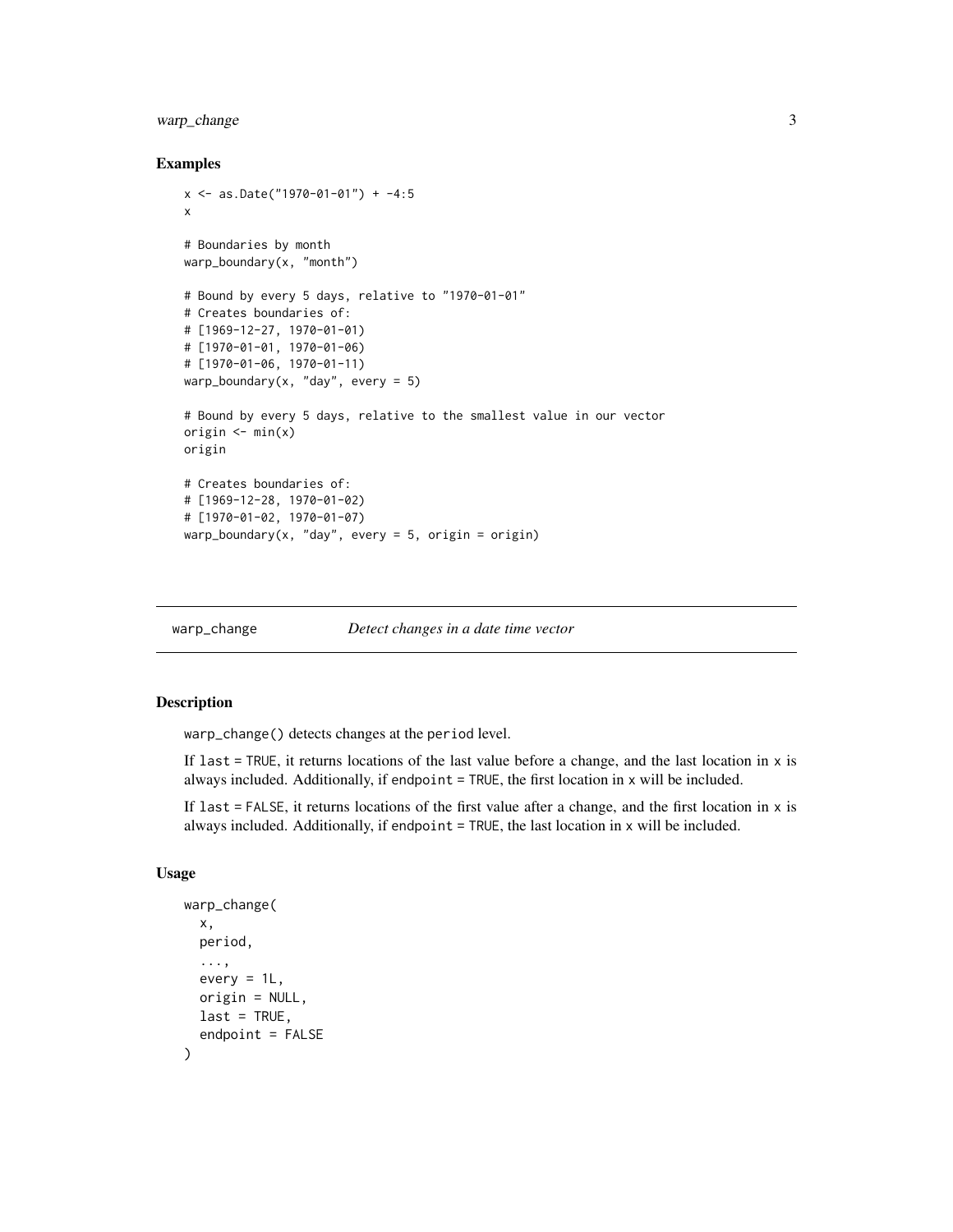### Examples

```
x <- as.Date("1970-01-01") + -4:5
x

# Boundaries by month
warp_boundary(x, "month")

# Bound by every 5 days, relative to "1970-01-01"
# Creates boundaries of:
# [1969-12-27, 1970-01-01)
# [1970-01-01, 1970-01-06)
# [1970-01-06, 1970-01-11)
warp_boundary(x, "day", every = 5)

# Bound by every 5 days, relative to the smallest value in our vector
origin <- min(x)
origin

# Creates boundaries of:
# [1969-12-28, 1970-01-02)
# [1970-01-02, 1970-01-07)
warp_boundary(x, "day", every = 5, origin = origin)
```

---

## warp_change — *Detect changes in a date time vector*

### Description

warp_change() detects changes at the period level.

If last = TRUE, it returns locations of the last value before a change, and the last location in x is always included. Additionally, if endpoint = TRUE, the first location in x will be included.

If last = FALSE, it returns locations of the first value after a change, and the first location in x is always included. Additionally, if endpoint = TRUE, the last location in x will be included.

### Usage

```
warp_change(
  x,
  period,
  ...,
  every = 1L,
  origin = NULL,
  last = TRUE,
  endpoint = FALSE
)
```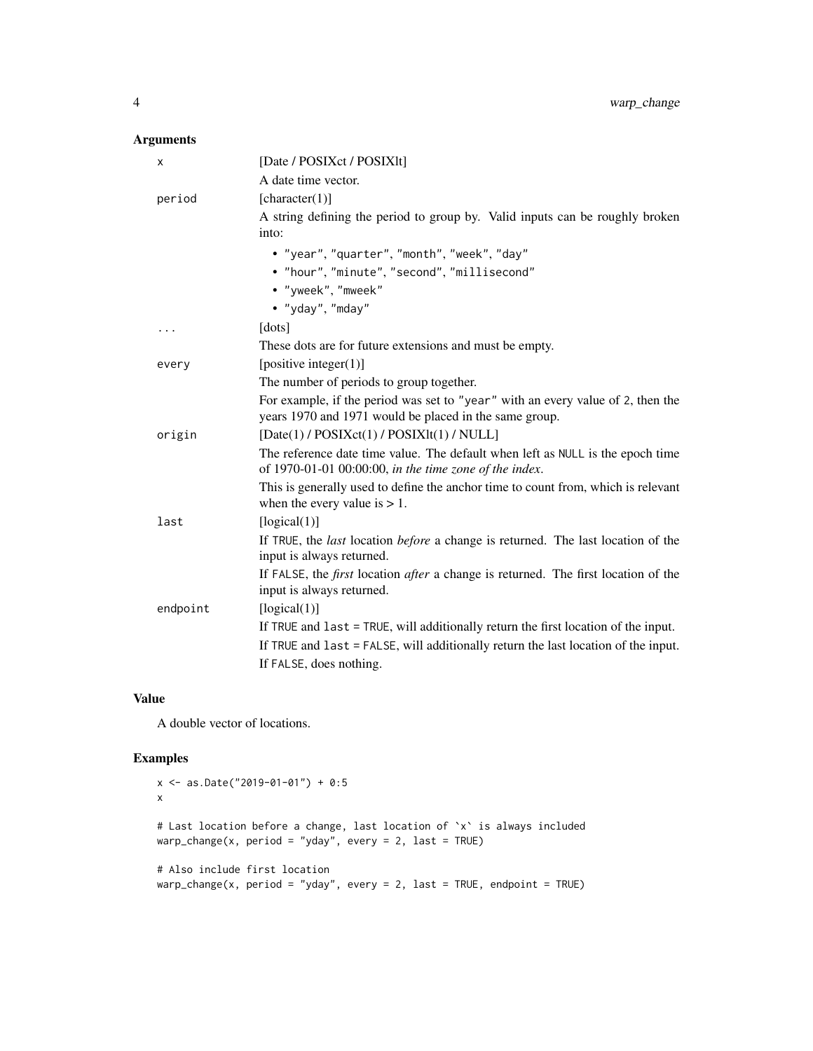### Arguments

| | |
|---|---|
| `x` | [Date / POSIXct / POSIXlt]<br>A date time vector. |
| `period` | [character(1)]<br>A string defining the period to group by. Valid inputs can be roughly broken into:<br>• `"year"`, `"quarter"`, `"month"`, `"week"`, `"day"`<br>• `"hour"`, `"minute"`, `"second"`, `"millisecond"`<br>• `"yweek"`, `"mweek"`<br>• `"yday"`, `"mday"` |
| `...` | [dots]<br>These dots are for future extensions and must be empty. |
| `every` | [positive integer(1)]<br>The number of periods to group together.<br>For example, if the period was set to `"year"` with an every value of `2`, then the years 1970 and 1971 would be placed in the same group. |
| `origin` | [Date(1) / POSIXct(1) / POSIXlt(1) / NULL]<br>The reference date time value. The default when left as `NULL` is the epoch time of 1970-01-01 00:00:00, *in the time zone of the index*.<br>This is generally used to define the anchor time to count from, which is relevant when the every value is > 1. |
| `last` | [logical(1)]<br>If `TRUE`, the *last* location *before* a change is returned. The last location of the input is always returned.<br>If `FALSE`, the *first* location *after* a change is returned. The first location of the input is always returned. |
| `endpoint` | [logical(1)]<br>If `TRUE` and `last = TRUE`, will additionally return the first location of the input.<br>If `TRUE` and `last = FALSE`, will additionally return the last location of the input.<br>If `FALSE`, does nothing. |

### Value

A double vector of locations.

### Examples

```
x <- as.Date("2019-01-01") + 0:5
x

# Last location before a change, last location of `x` is always included
warp_change(x, period = "yday", every = 2, last = TRUE)

# Also include first location
warp_change(x, period = "yday", every = 2, last = TRUE, endpoint = TRUE)
```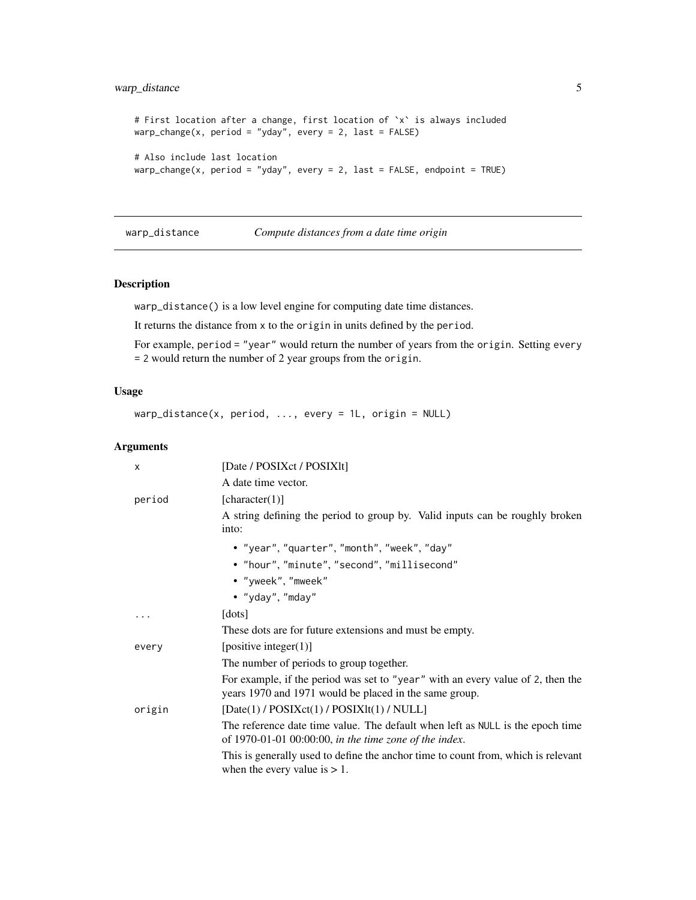```
# First location after a change, first location of `x` is always included
warp_change(x, period = "yday", every = 2, last = FALSE)

# Also include last location
warp_change(x, period = "yday", every = 2, last = FALSE, endpoint = TRUE)
```

## warp_distance — *Compute distances from a date time origin*

### Description

`warp_distance()` is a low level engine for computing date time distances.

It returns the distance from `x` to the `origin` in units defined by the `period`.

For example, `period = "year"` would return the number of years from the `origin`. Setting `every = 2` would return the number of 2 year groups from the `origin`.

### Usage

```
warp_distance(x, period, ..., every = 1L, origin = NULL)
```

### Arguments

`x` — [Date / POSIXct / POSIXlt]

A date time vector.

`period` — [character(1)]

A string defining the period to group by. Valid inputs can be roughly broken into:

- `"year"`, `"quarter"`, `"month"`, `"week"`, `"day"`
- `"hour"`, `"minute"`, `"second"`, `"millisecond"`
- `"yweek"`, `"mweek"`
- `"yday"`, `"mday"`

`...` — [dots]

These dots are for future extensions and must be empty.

`every` — [positive integer(1)]

The number of periods to group together.

For example, if the period was set to `"year"` with an every value of `2`, then the years 1970 and 1971 would be placed in the same group.

`origin` — [Date(1) / POSIXct(1) / POSIXlt(1) / NULL]

The reference date time value. The default when left as `NULL` is the epoch time of 1970-01-01 00:00:00, *in the time zone of the index*.

This is generally used to define the anchor time to count from, which is relevant when the every value is > 1.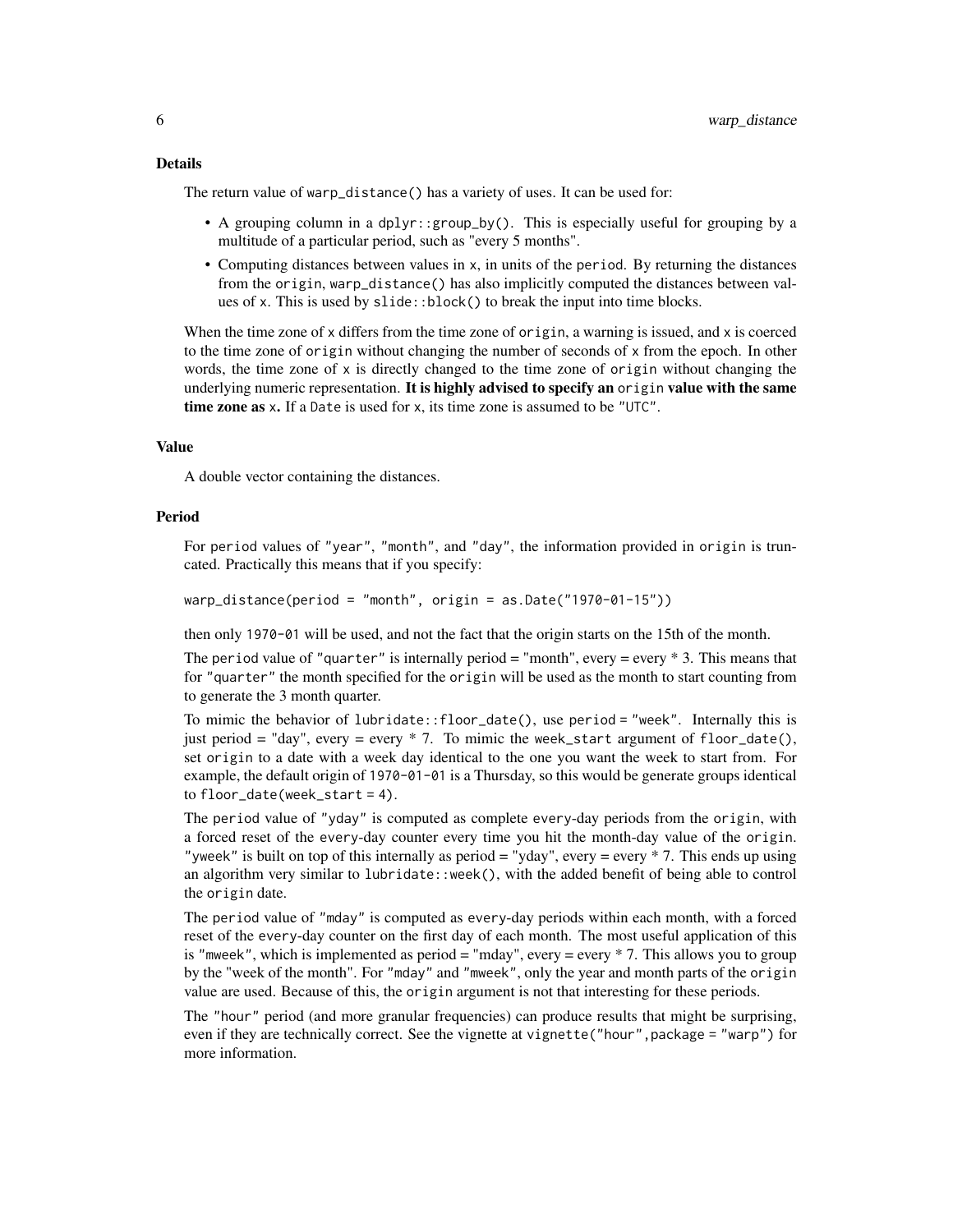### Details

The return value of `warp_distance()` has a variety of uses. It can be used for:

- A grouping column in a `dplyr::group_by()`. This is especially useful for grouping by a multitude of a particular period, such as "every 5 months".
- Computing distances between values in `x`, in units of the `period`. By returning the distances from the `origin`, `warp_distance()` has also implicitly computed the distances between values of `x`. This is used by `slide::block()` to break the input into time blocks.

When the time zone of `x` differs from the time zone of `origin`, a warning is issued, and `x` is coerced to the time zone of `origin` without changing the number of seconds of `x` from the epoch. In other words, the time zone of `x` is directly changed to the time zone of `origin` without changing the underlying numeric representation. **It is highly advised to specify an `origin` value with the same time zone as `x`.** If a `Date` is used for `x`, its time zone is assumed to be `"UTC"`.

### Value

A double vector containing the distances.

### Period

For `period` values of `"year"`, `"month"`, and `"day"`, the information provided in `origin` is truncated. Practically this means that if you specify:

```
warp_distance(period = "month", origin = as.Date("1970-01-15"))
```

then only `1970-01` will be used, and not the fact that the origin starts on the 15th of the month.

The `period` value of `"quarter"` is internally period = "month", every = every * 3. This means that for `"quarter"` the month specified for the `origin` will be used as the month to start counting from to generate the 3 month quarter.

To mimic the behavior of `lubridate::floor_date()`, use `period = "week"`. Internally this is just period = "day", every = every * 7. To mimic the `week_start` argument of `floor_date()`, set `origin` to a date with a week day identical to the one you want the week to start from. For example, the default origin of `1970-01-01` is a Thursday, so this would be generate groups identical to `floor_date(week_start = 4)`.

The `period` value of `"yday"` is computed as complete `every`-day periods from the `origin`, with a forced reset of the `every`-day counter every time you hit the month-day value of the `origin`. `"yweek"` is built on top of this internally as period = "yday", every = every * 7. This ends up using an algorithm very similar to `lubridate::week()`, with the added benefit of being able to control the `origin` date.

The `period` value of `"mday"` is computed as `every`-day periods within each month, with a forced reset of the `every`-day counter on the first day of each month. The most useful application of this is `"mweek"`, which is implemented as period = "mday", every = every * 7. This allows you to group by the "week of the month". For `"mday"` and `"mweek"`, only the year and month parts of the `origin` value are used. Because of this, the `origin` argument is not that interesting for these periods.

The `"hour"` period (and more granular frequencies) can produce results that might be surprising, even if they are technically correct. See the vignette at `vignette("hour",package = "warp")` for more information.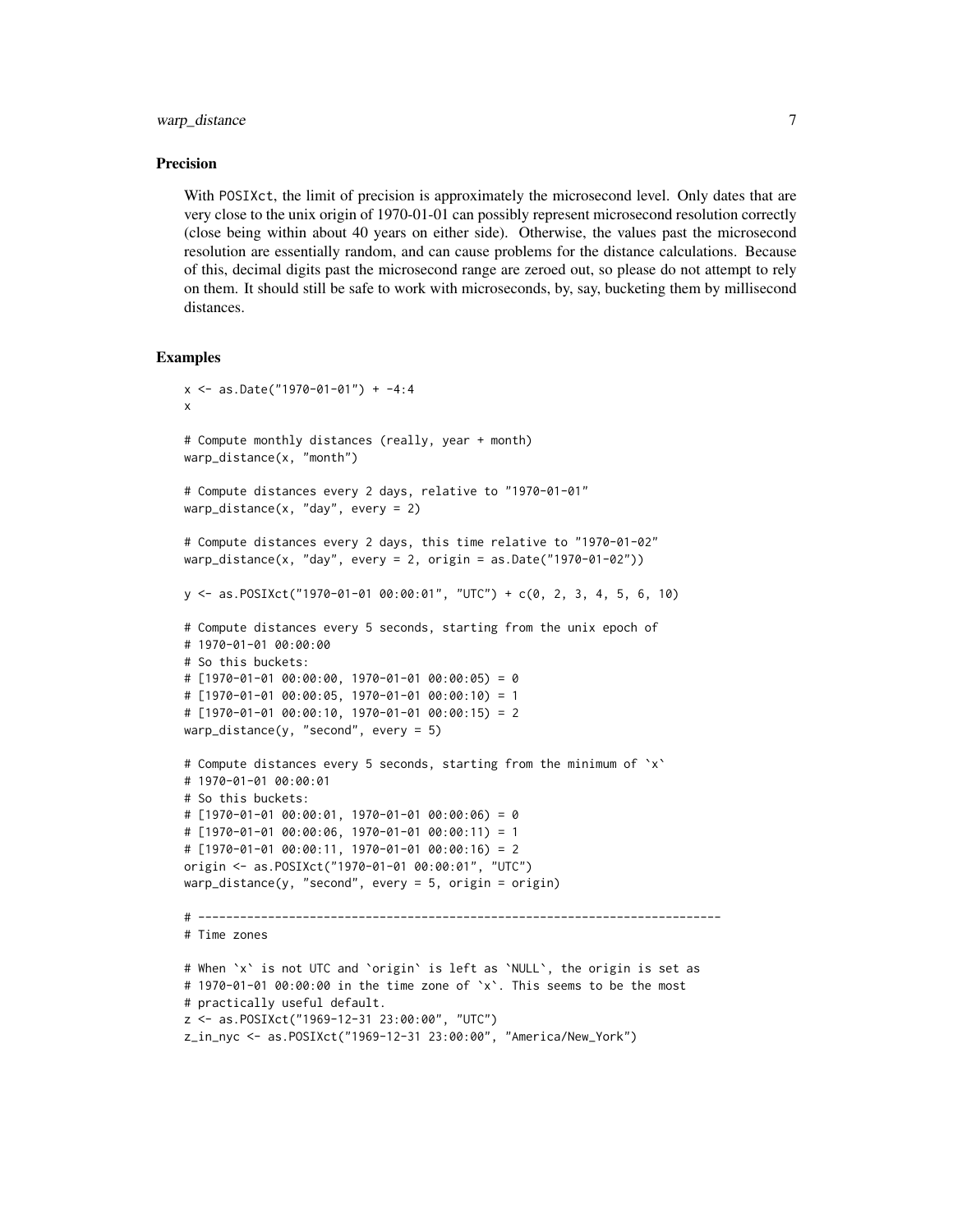## Precision

With POSIXct, the limit of precision is approximately the microsecond level. Only dates that are very close to the unix origin of 1970-01-01 can possibly represent microsecond resolution correctly (close being within about 40 years on either side). Otherwise, the values past the microsecond resolution are essentially random, and can cause problems for the distance calculations. Because of this, decimal digits past the microsecond range are zeroed out, so please do not attempt to rely on them. It should still be safe to work with microseconds, by, say, bucketing them by millisecond distances.

## Examples

```
x <- as.Date("1970-01-01") + -4:4
x

# Compute monthly distances (really, year + month)
warp_distance(x, "month")

# Compute distances every 2 days, relative to "1970-01-01"
warp_distance(x, "day", every = 2)

# Compute distances every 2 days, this time relative to "1970-01-02"
warp_distance(x, "day", every = 2, origin = as.Date("1970-01-02"))

y <- as.POSIXct("1970-01-01 00:00:01", "UTC") + c(0, 2, 3, 4, 5, 6, 10)

# Compute distances every 5 seconds, starting from the unix epoch of
# 1970-01-01 00:00:00
# So this buckets:
# [1970-01-01 00:00:00, 1970-01-01 00:00:05) = 0
# [1970-01-01 00:00:05, 1970-01-01 00:00:10) = 1
# [1970-01-01 00:00:10, 1970-01-01 00:00:15) = 2
warp_distance(y, "second", every = 5)

# Compute distances every 5 seconds, starting from the minimum of `x`
# 1970-01-01 00:00:01
# So this buckets:
# [1970-01-01 00:00:01, 1970-01-01 00:00:06) = 0
# [1970-01-01 00:00:06, 1970-01-01 00:00:11) = 1
# [1970-01-01 00:00:11, 1970-01-01 00:00:16) = 2
origin <- as.POSIXct("1970-01-01 00:00:01", "UTC")
warp_distance(y, "second", every = 5, origin = origin)

# ---------------------------------------------------------------------------
# Time zones

# When `x` is not UTC and `origin` is left as `NULL`, the origin is set as
# 1970-01-01 00:00:00 in the time zone of `x`. This seems to be the most
# practically useful default.
z <- as.POSIXct("1969-12-31 23:00:00", "UTC")
z_in_nyc <- as.POSIXct("1969-12-31 23:00:00", "America/New_York")
```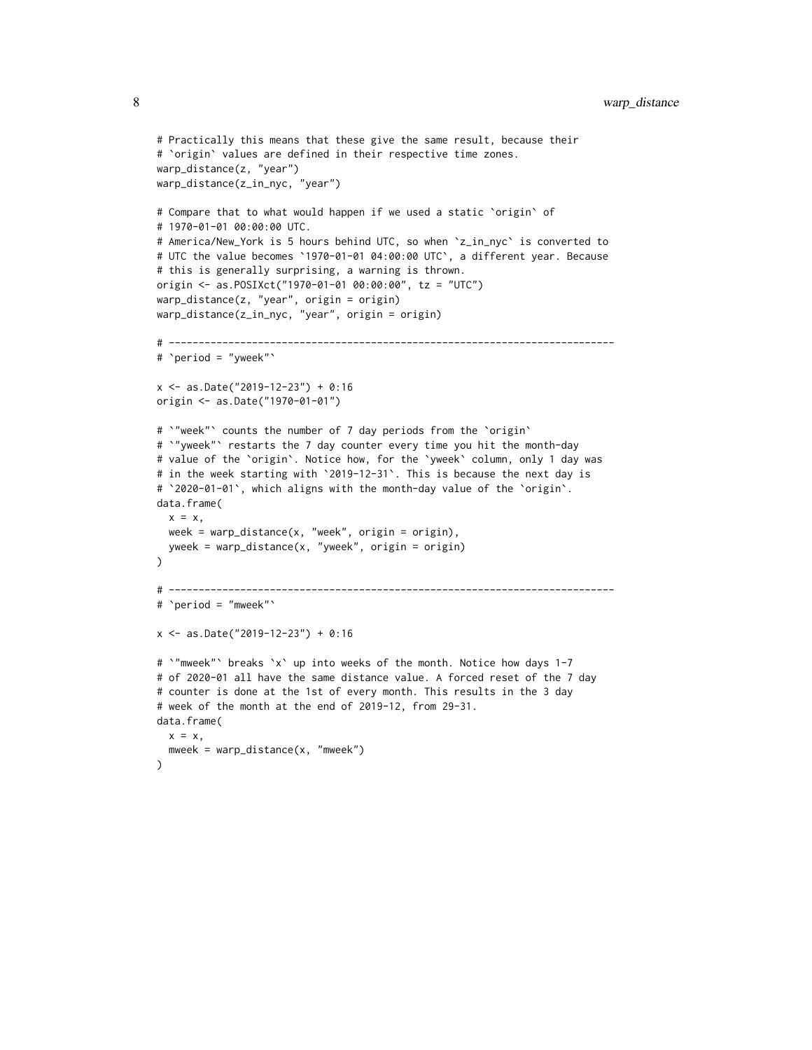```
# Practically this means that these give the same result, because their
# `origin` values are defined in their respective time zones.
warp_distance(z, "year")
warp_distance(z_in_nyc, "year")

# Compare that to what would happen if we used a static `origin` of
# 1970-01-01 00:00:00 UTC.
# America/New_York is 5 hours behind UTC, so when `z_in_nyc` is converted to
# UTC the value becomes `1970-01-01 04:00:00 UTC`, a different year. Because
# this is generally surprising, a warning is thrown.
origin <- as.POSIXct("1970-01-01 00:00:00", tz = "UTC")
warp_distance(z, "year", origin = origin)
warp_distance(z_in_nyc, "year", origin = origin)

# ---------------------------------------------------------------------------
# `period = "yweek"`

x <- as.Date("2019-12-23") + 0:16
origin <- as.Date("1970-01-01")

# `"week"` counts the number of 7 day periods from the `origin`
# `"yweek"` restarts the 7 day counter every time you hit the month-day
# value of the `origin`. Notice how, for the `yweek` column, only 1 day was
# in the week starting with `2019-12-31`. This is because the next day is
# `2020-01-01`, which aligns with the month-day value of the `origin`.
data.frame(
  x = x,
  week = warp_distance(x, "week", origin = origin),
  yweek = warp_distance(x, "yweek", origin = origin)
)

# ---------------------------------------------------------------------------
# `period = "mweek"`

x <- as.Date("2019-12-23") + 0:16

# `"mweek"` breaks `x` up into weeks of the month. Notice how days 1-7
# of 2020-01 all have the same distance value. A forced reset of the 7 day
# counter is done at the 1st of every month. This results in the 3 day
# week of the month at the end of 2019-12, from 29-31.
data.frame(
  x = x,
  mweek = warp_distance(x, "mweek")
)
```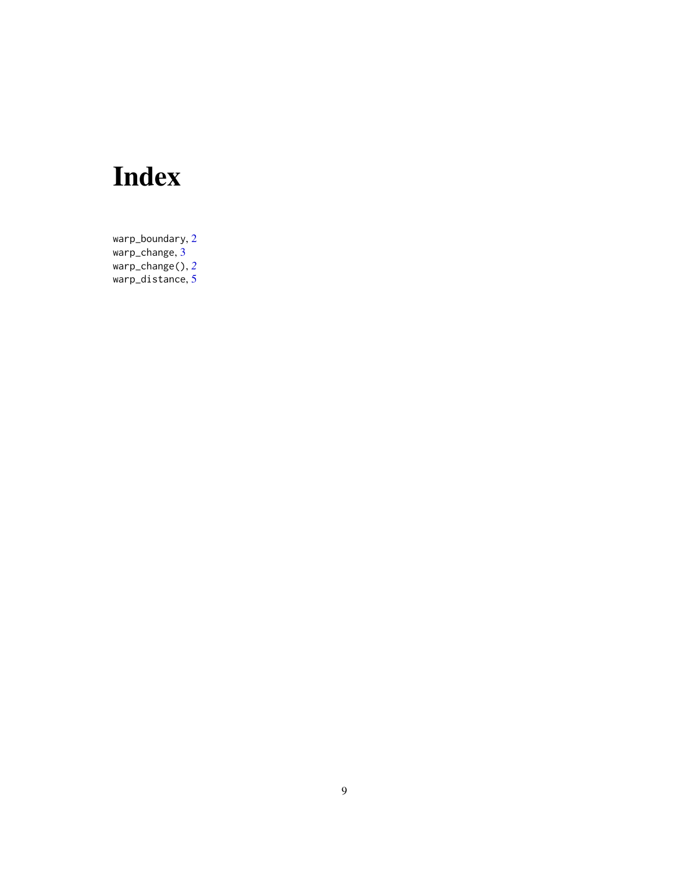# Index

warp_boundary, 2
warp_change, 3
warp_change(), *2*
warp_distance, 5